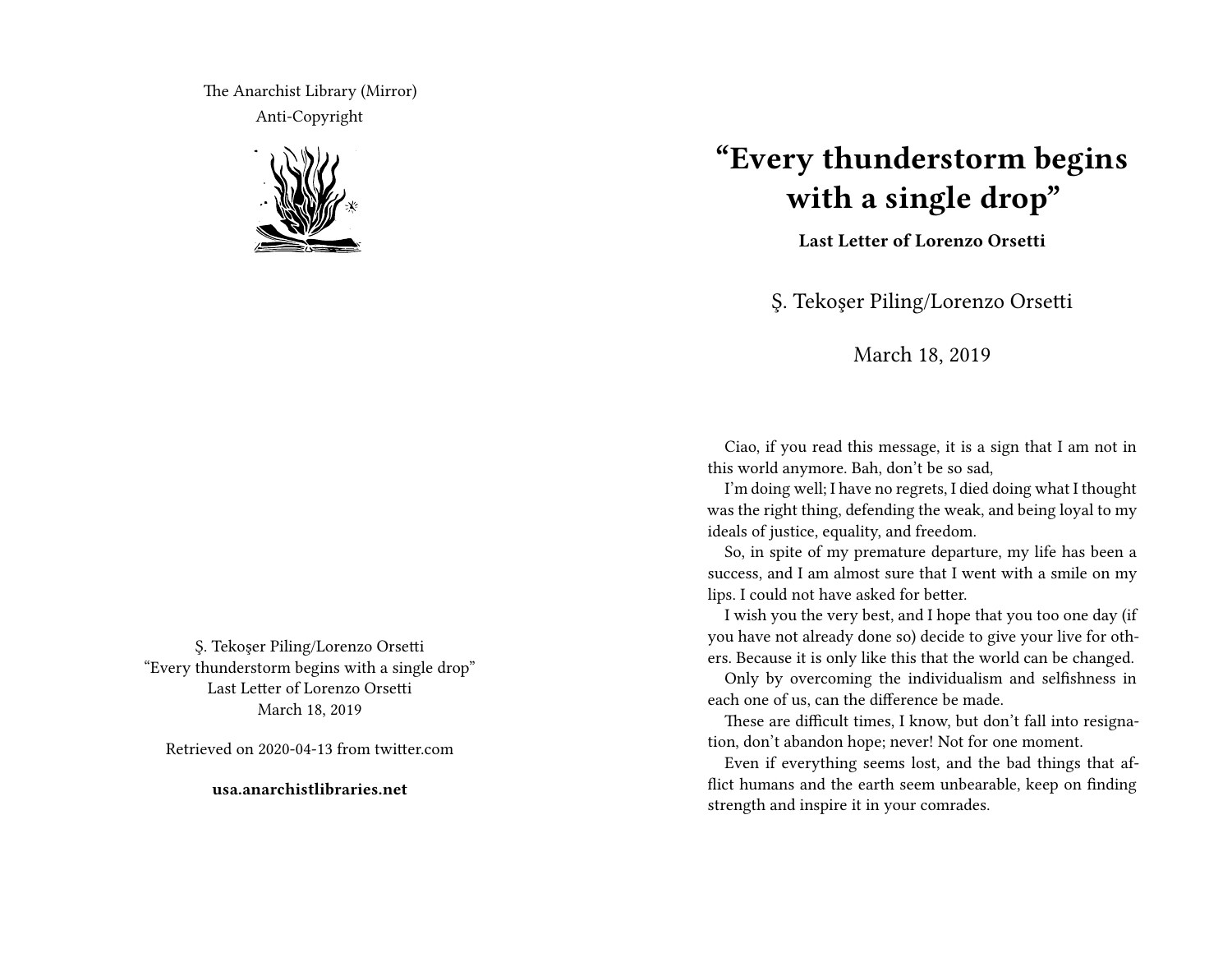The Anarchist Library (Mirror)
Anti-Copyright

Ş. Tekoşer Piling/Lorenzo Orsetti
"Every thunderstorm begins with a single drop"
Last Letter of Lorenzo Orsetti
March 18, 2019

Retrieved on 2020-04-13 from twitter.com

**usa.anarchistlibraries.net**

# "Every thunderstorm begins with a single drop"

**Last Letter of Lorenzo Orsetti**

Ş. Tekoşer Piling/Lorenzo Orsetti

March 18, 2019

Ciao, if you read this message, it is a sign that I am not in this world anymore. Bah, don't be so sad,

I'm doing well; I have no regrets, I died doing what I thought was the right thing, defending the weak, and being loyal to my ideals of justice, equality, and freedom.

So, in spite of my premature departure, my life has been a success, and I am almost sure that I went with a smile on my lips. I could not have asked for better.

I wish you the very best, and I hope that you too one day (if you have not already done so) decide to give your live for others. Because it is only like this that the world can be changed.

Only by overcoming the individualism and selfishness in each one of us, can the difference be made.

These are difficult times, I know, but don't fall into resignation, don't abandon hope; never! Not for one moment.

Even if everything seems lost, and the bad things that afflict humans and the earth seem unbearable, keep on finding strength and inspire it in your comrades.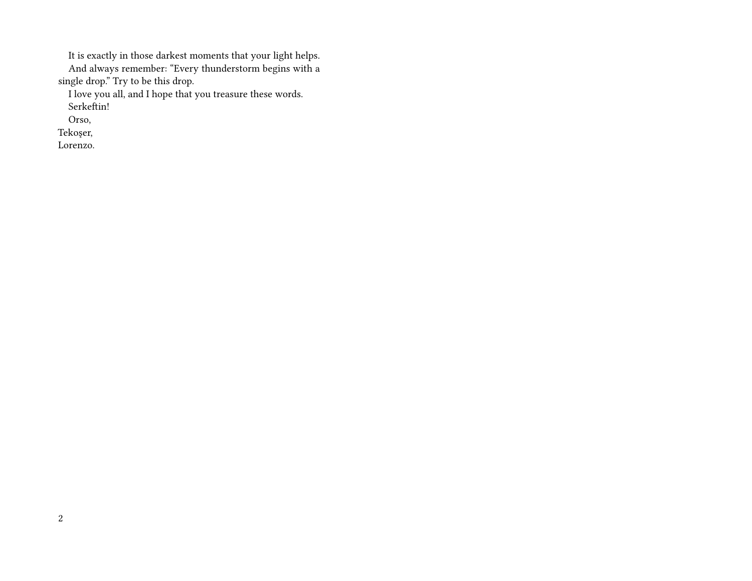It is exactly in those darkest moments that your light helps.

And always remember: “Every thunderstorm begins with a single drop.” Try to be this drop.

I love you all, and I hope that you treasure these words.

Serkeftin!

Orso,  
Tekoşer,  
Lorenzo.